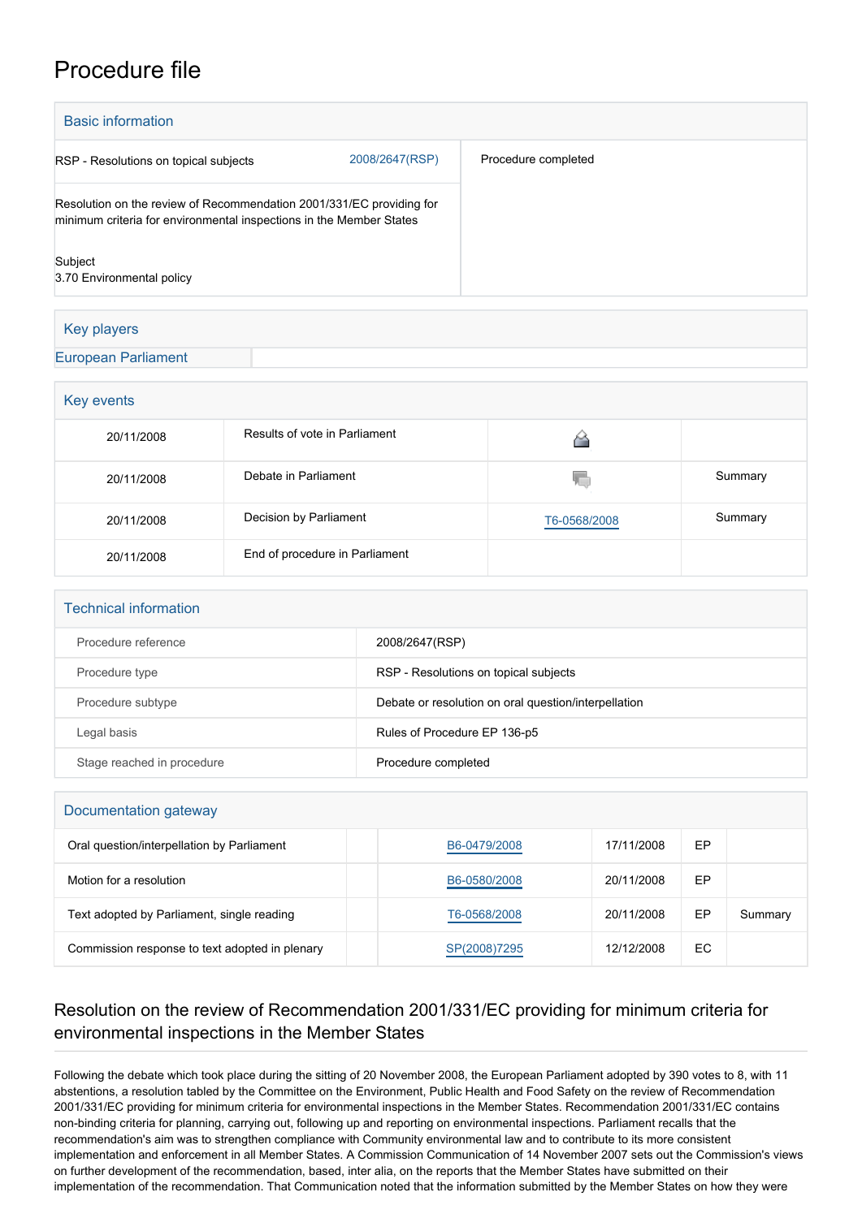# Procedure file

## Basic information

| | |
|---|---|
| RSP - Resolutions on topical subjects 2008/2647(RSP) | Procedure completed |
| Resolution on the review of Recommendation 2001/331/EC providing for minimum criteria for environmental inspections in the Member States | |
| Subject<br>3.70 Environmental policy | |

## Key players

European Parliament

## Key events

| | | | |
|---|---|---|---|
| 20/11/2008 | Results of vote in Parliament | | |
| 20/11/2008 | Debate in Parliament | | Summary |
| 20/11/2008 | Decision by Parliament | T6-0568/2008 | Summary |
| 20/11/2008 | End of procedure in Parliament | | |

## Technical information

| | |
|---|---|
| Procedure reference | 2008/2647(RSP) |
| Procedure type | RSP - Resolutions on topical subjects |
| Procedure subtype | Debate or resolution on oral question/interpellation |
| Legal basis | Rules of Procedure EP 136-p5 |
| Stage reached in procedure | Procedure completed |

## Documentation gateway

| | | | | | |
|---|---|---|---|---|---|
| Oral question/interpellation by Parliament | | B6-0479/2008 | 17/11/2008 | EP | |
| Motion for a resolution | | B6-0580/2008 | 20/11/2008 | EP | |
| Text adopted by Parliament, single reading | | T6-0568/2008 | 20/11/2008 | EP | Summary |
| Commission response to text adopted in plenary | | SP(2008)7295 | 12/12/2008 | EC | |

## Resolution on the review of Recommendation 2001/331/EC providing for minimum criteria for environmental inspections in the Member States

Following the debate which took place during the sitting of 20 November 2008, the European Parliament adopted by 390 votes to 8, with 11 abstentions, a resolution tabled by the Committee on the Environment, Public Health and Food Safety on the review of Recommendation 2001/331/EC providing for minimum criteria for environmental inspections in the Member States. Recommendation 2001/331/EC contains non-binding criteria for planning, carrying out, following up and reporting on environmental inspections. Parliament recalls that the recommendation's aim was to strengthen compliance with Community environmental law and to contribute to its more consistent implementation and enforcement in all Member States. A Commission Communication of 14 November 2007 sets out the Commission's views on further development of the recommendation, based, inter alia, on the reports that the Member States have submitted on their implementation of the recommendation. That Communication noted that the information submitted by the Member States on how they were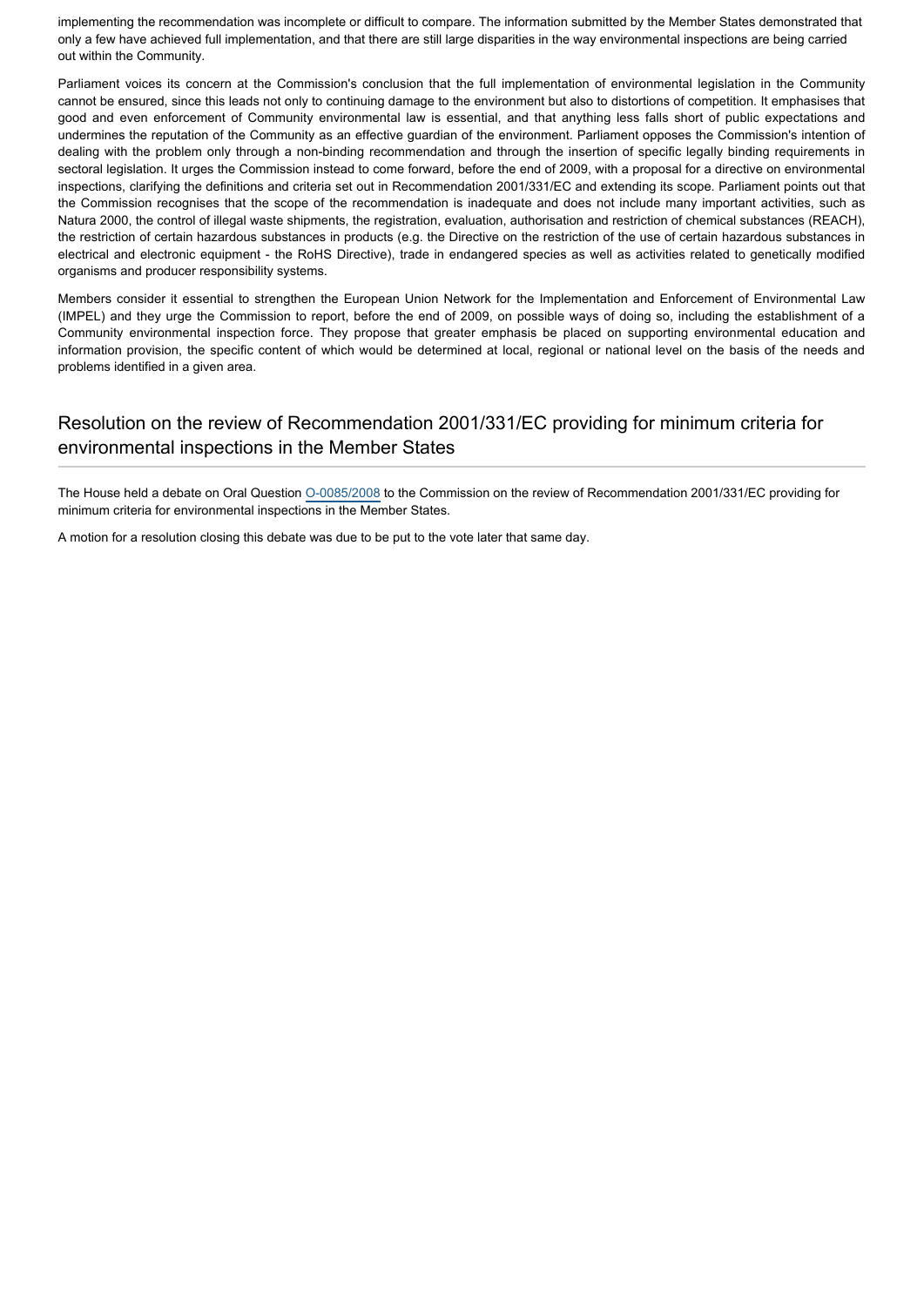implementing the recommendation was incomplete or difficult to compare. The information submitted by the Member States demonstrated that only a few have achieved full implementation, and that there are still large disparities in the way environmental inspections are being carried out within the Community.

Parliament voices its concern at the Commission's conclusion that the full implementation of environmental legislation in the Community cannot be ensured, since this leads not only to continuing damage to the environment but also to distortions of competition. It emphasises that good and even enforcement of Community environmental law is essential, and that anything less falls short of public expectations and undermines the reputation of the Community as an effective guardian of the environment. Parliament opposes the Commission's intention of dealing with the problem only through a non-binding recommendation and through the insertion of specific legally binding requirements in sectoral legislation. It urges the Commission instead to come forward, before the end of 2009, with a proposal for a directive on environmental inspections, clarifying the definitions and criteria set out in Recommendation 2001/331/EC and extending its scope. Parliament points out that the Commission recognises that the scope of the recommendation is inadequate and does not include many important activities, such as Natura 2000, the control of illegal waste shipments, the registration, evaluation, authorisation and restriction of chemical substances (REACH), the restriction of certain hazardous substances in products (e.g. the Directive on the restriction of the use of certain hazardous substances in electrical and electronic equipment - the RoHS Directive), trade in endangered species as well as activities related to genetically modified organisms and producer responsibility systems.

Members consider it essential to strengthen the European Union Network for the Implementation and Enforcement of Environmental Law (IMPEL) and they urge the Commission to report, before the end of 2009, on possible ways of doing so, including the establishment of a Community environmental inspection force. They propose that greater emphasis be placed on supporting environmental education and information provision, the specific content of which would be determined at local, regional or national level on the basis of the needs and problems identified in a given area.

## Resolution on the review of Recommendation 2001/331/EC providing for minimum criteria for environmental inspections in the Member States

The House held a debate on Oral Question O-0085/2008 to the Commission on the review of Recommendation 2001/331/EC providing for minimum criteria for environmental inspections in the Member States.

A motion for a resolution closing this debate was due to be put to the vote later that same day.